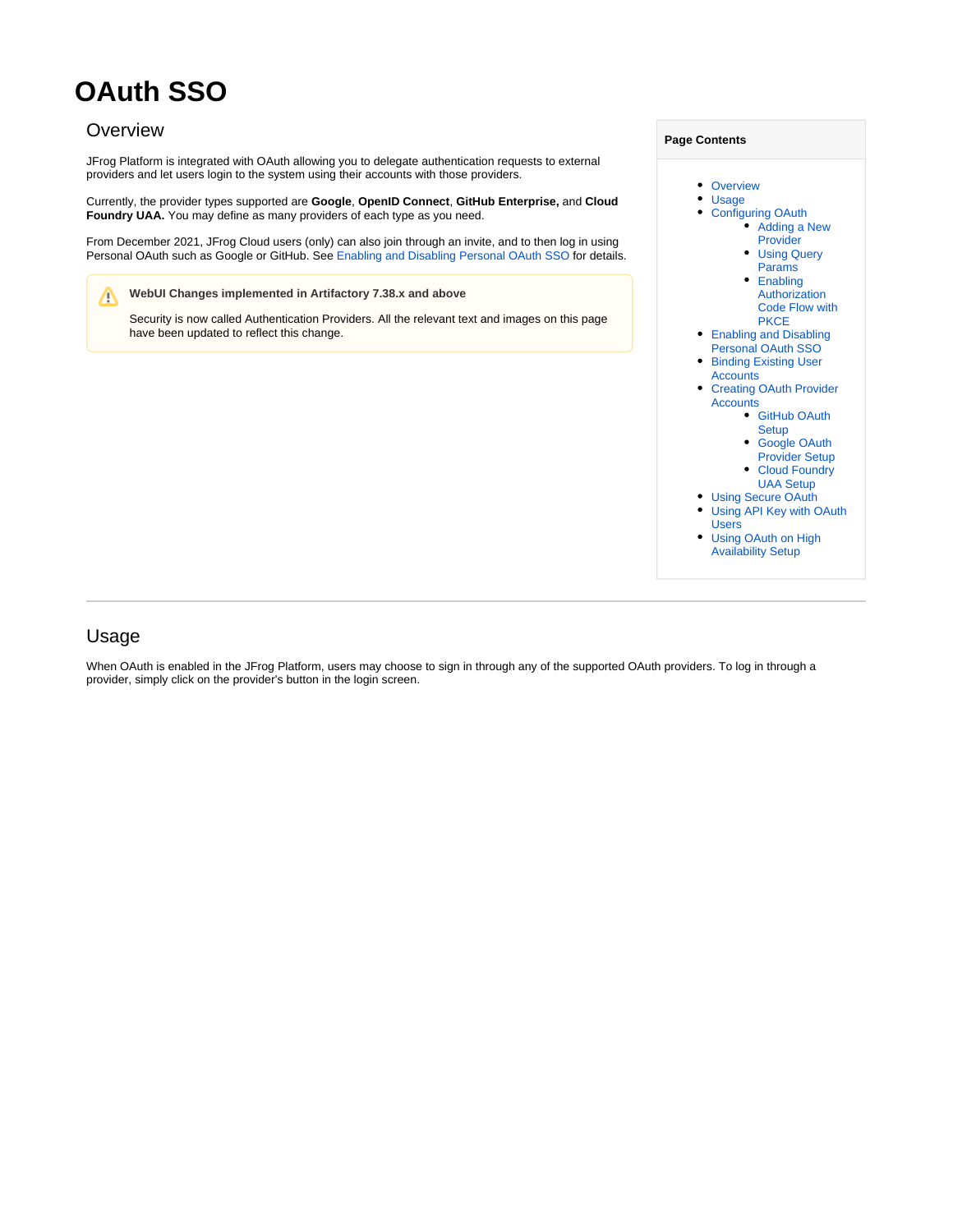# OAuth SSO

## Overview

JFrog Platform is integrated with OAuth allowing you to delegate authentication requests to external providers and let users login to the system using their accounts with those providers.

Currently, the provider types supported are **Google**, **OpenID Connect**, **GitHub Enterprise,** and **Cloud Foundry UAA.** You may define as many providers of each type as you need.

From December 2021, JFrog Cloud users (only) can also join through an invite, and to then log in using Personal OAuth such as Google or GitHub. See Enabling and Disabling Personal OAuth SSO for details.

> **WebUI Changes implemented in Artifactory 7.38.x and above**
>
> Security is now called Authentication Providers. All the relevant text and images on this page have been updated to reflect this change.

**Page Contents**

- Overview
- Usage
- Configuring OAuth
  - Adding a New Provider
  - Using Query Params
  - Enabling Authorization Code Flow with PKCE
- Enabling and Disabling Personal OAuth SSO
- Binding Existing User Accounts
- Creating OAuth Provider Accounts
  - GitHub OAuth Setup
  - Google OAuth Provider Setup
  - Cloud Foundry UAA Setup
- Using Secure OAuth
- Using API Key with OAuth Users
- Using OAuth on High Availability Setup

---

## Usage

When OAuth is enabled in the JFrog Platform, users may choose to sign in through any of the supported OAuth providers. To log in through a provider, simply click on the provider's button in the login screen.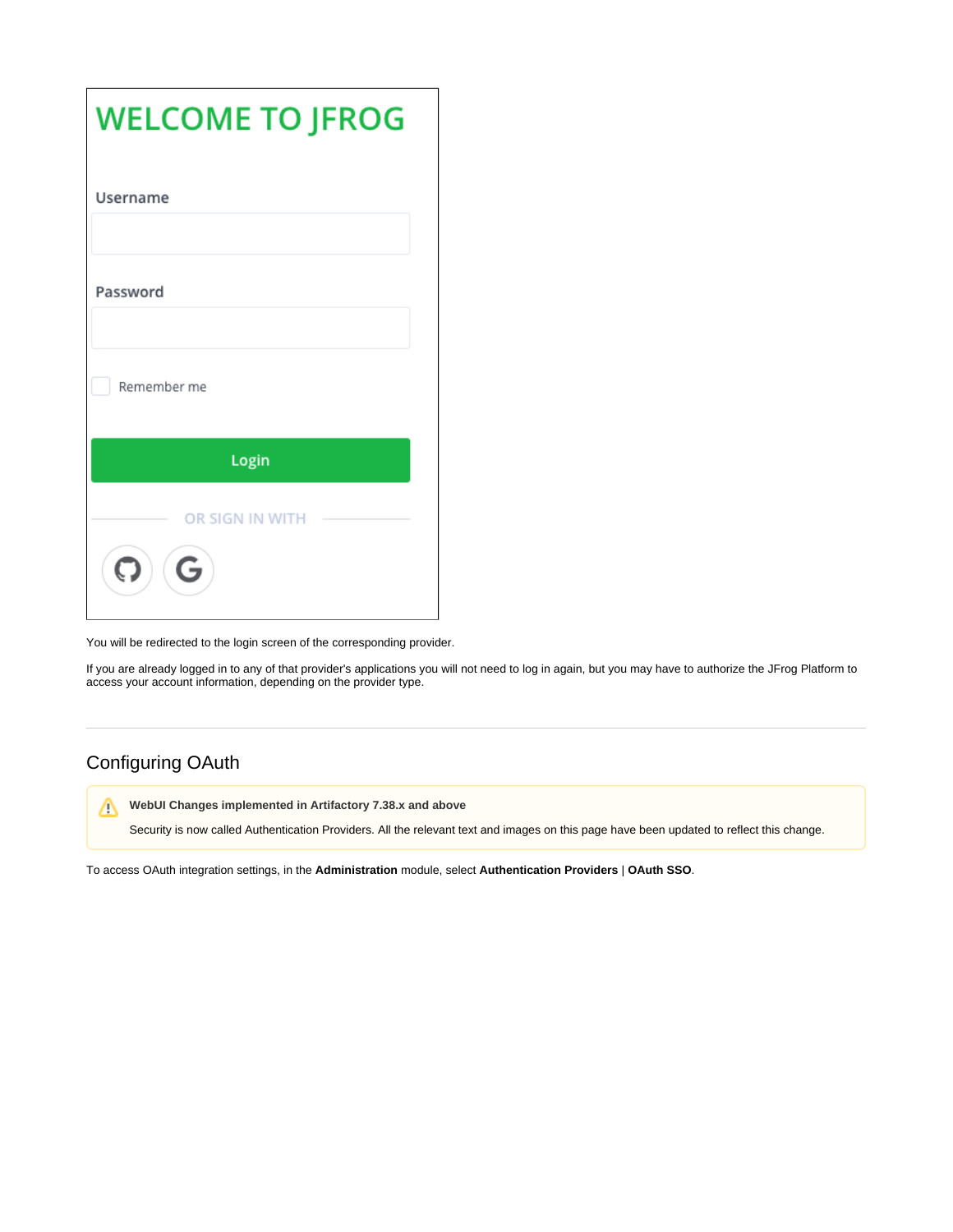WELCOME TO JFROG

Username

Password

Remember me

Login

OR SIGN IN WITH

You will be redirected to the login screen of the corresponding provider.

If you are already logged in to any of that provider's applications you will not need to log in again, but you may have to authorize the JFrog Platform to access your account information, depending on the provider type.

---

## Configuring OAuth

> **WebUI Changes implemented in Artifactory 7.38.x and above**
>
> Security is now called Authentication Providers. All the relevant text and images on this page have been updated to reflect this change.

To access OAuth integration settings, in the **Administration** module, select **Authentication Providers** | **OAuth SSO**.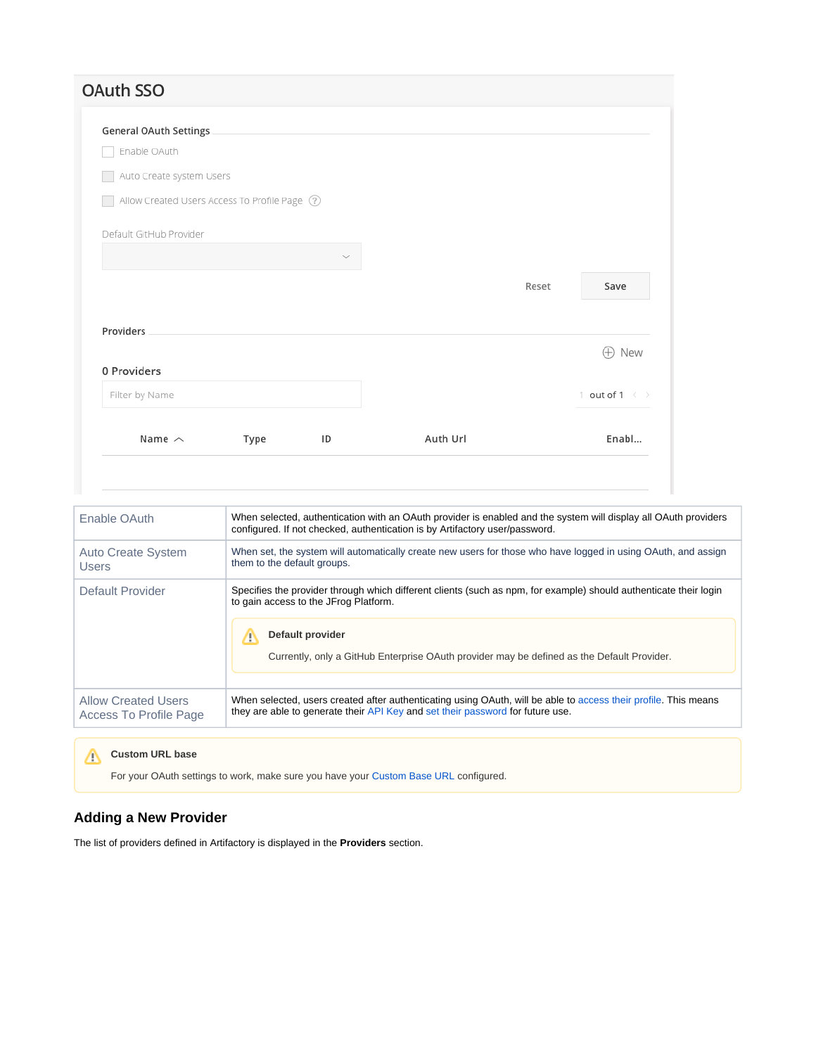## OAuth SSO

General OAuth Settings

- Enable OAuth
- Auto Create system Users
- Allow Created Users Access To Profile Page

Default GitHub Provider

Reset Save

Providers

New

0 Providers

Filter by Name

1 out of 1

| Name | Type | ID | Auth Url | Enabl... |
|---|---|---|---|---|

| Enable OAuth | When selected, authentication with an OAuth provider is enabled and the system will display all OAuth providers configured. If not checked, authentication is by Artifactory user/password. |
|---|---|
| Auto Create System Users | When set, the system will automatically create new users for those who have logged in using OAuth, and assign them to the default groups. |
| Default Provider | Specifies the provider through which different clients (such as npm, for example) should authenticate their login to gain access to the JFrog Platform. **Default provider** Currently, only a GitHub Enterprise OAuth provider may be defined as the Default Provider. |
| Allow Created Users Access To Profile Page | When selected, users created after authenticating using OAuth, will be able to access their profile. This means they are able to generate their API Key and set their password for future use. |

**Custom URL base**

For your OAuth settings to work, make sure you have your Custom Base URL configured.

### Adding a New Provider

The list of providers defined in Artifactory is displayed in the **Providers** section.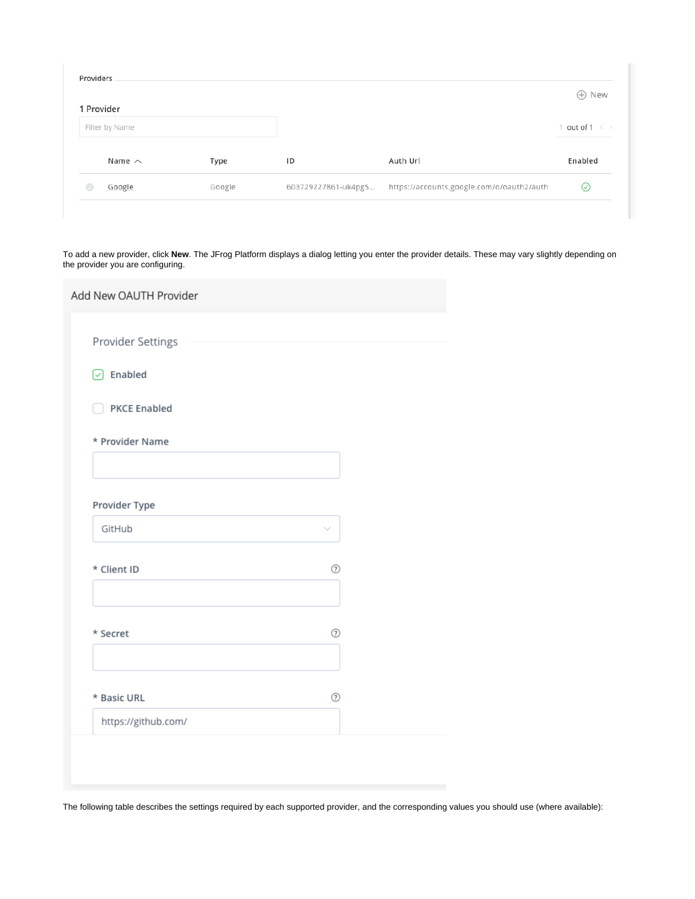Providers

1 Provider

Filter by Name

1 out of 1

| Name | Type | ID | Auth Url | Enabled |
| --- | --- | --- | --- | --- |
| Google | Google | 603729227861-uk4pg5... | https://accounts.google.com/o/oauth2/auth | ✓ |

To add a new provider, click **New**. The JFrog Platform displays a dialog letting you enter the provider details. These may vary slightly depending on the provider you are configuring.

Add New OAUTH Provider

Provider Settings

Enabled

PKCE Enabled

* Provider Name

Provider Type

GitHub

* Client ID

* Secret

* Basic URL

https://github.com/

The following table describes the settings required by each supported provider, and the corresponding values you should use (where available):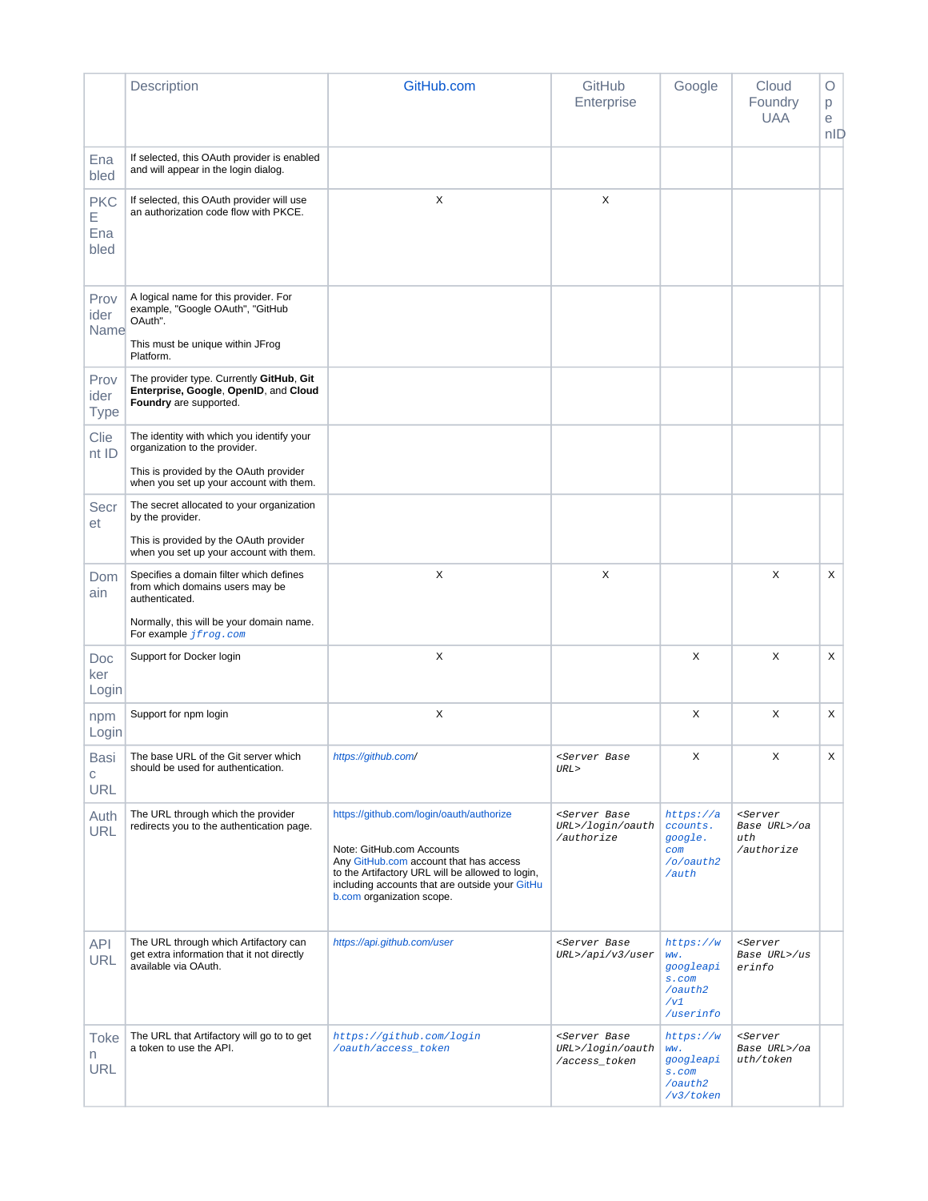| | Description | GitHub.com | GitHub Enterprise | Google | Cloud Foundry UAA | OpenID |
|---|---|---|---|---|---|---|
| Enabled | If selected, this OAuth provider is enabled and will appear in the login dialog. | | | | | |
| PKCE Enabled | If selected, this OAuth provider will use an authorization code flow with PKCE. | X | X | | | |
| Provider Name | A logical name for this provider. For example, "Google OAuth", "GitHub OAuth".<br><br>This must be unique within JFrog Platform. | | | | | |
| Provider Type | The provider type. Currently **GitHub**, **Git Enterprise, Google**, **OpenID**, and **Cloud Foundry** are supported. | | | | | |
| Client ID | The identity with which you identify your organization to the provider.<br><br>This is provided by the OAuth provider when you set up your account with them. | | | | | |
| Secret | The secret allocated to your organization by the provider.<br><br>This is provided by the OAuth provider when you set up your account with them. | | | | | |
| Domain | Specifies a domain filter which defines from which domains users may be authenticated.<br><br>Normally, this will be your domain name. For example `jfrog.com` | X | X | | X | X |
| Docker Login | Support for Docker login | X | | X | X | X |
| npm Login | Support for npm login | X | | X | X | X |
| Basic URL | The base URL of the Git server which should be used for authentication. | *https://github.com/* | *<Server Base URL>* | X | X | X |
| Auth URL | The URL through which the provider redirects you to the authentication page. | https://github.com/login/oauth/authorize<br><br>Note: GitHub.com Accounts<br>Any GitHub.com account that has access to the Artifactory URL will be allowed to login, including accounts that are outside your GitHub.com organization scope. | *<Server Base URL>/login/oauth/authorize* | *https://accounts.google.com/o/oauth2/auth* | *<Server Base URL>/oauth/authorize* | |
| API URL | The URL through which Artifactory can get extra information that it not directly available via OAuth. | *https://api.github.com/user* | *<Server Base URL>/api/v3/user* | *https://www.googleapis.com/oauth2/v1/userinfo* | *<Server Base URL>/userinfo* | |
| Token URL | The URL that Artifactory will go to to get a token to use the API. | *https://github.com/login/oauth/access_token* | *<Server Base URL>/login/oauth/access_token* | *https://www.googleapis.com/oauth2/v3/token* | *<Server Base URL>/oauth/token* | |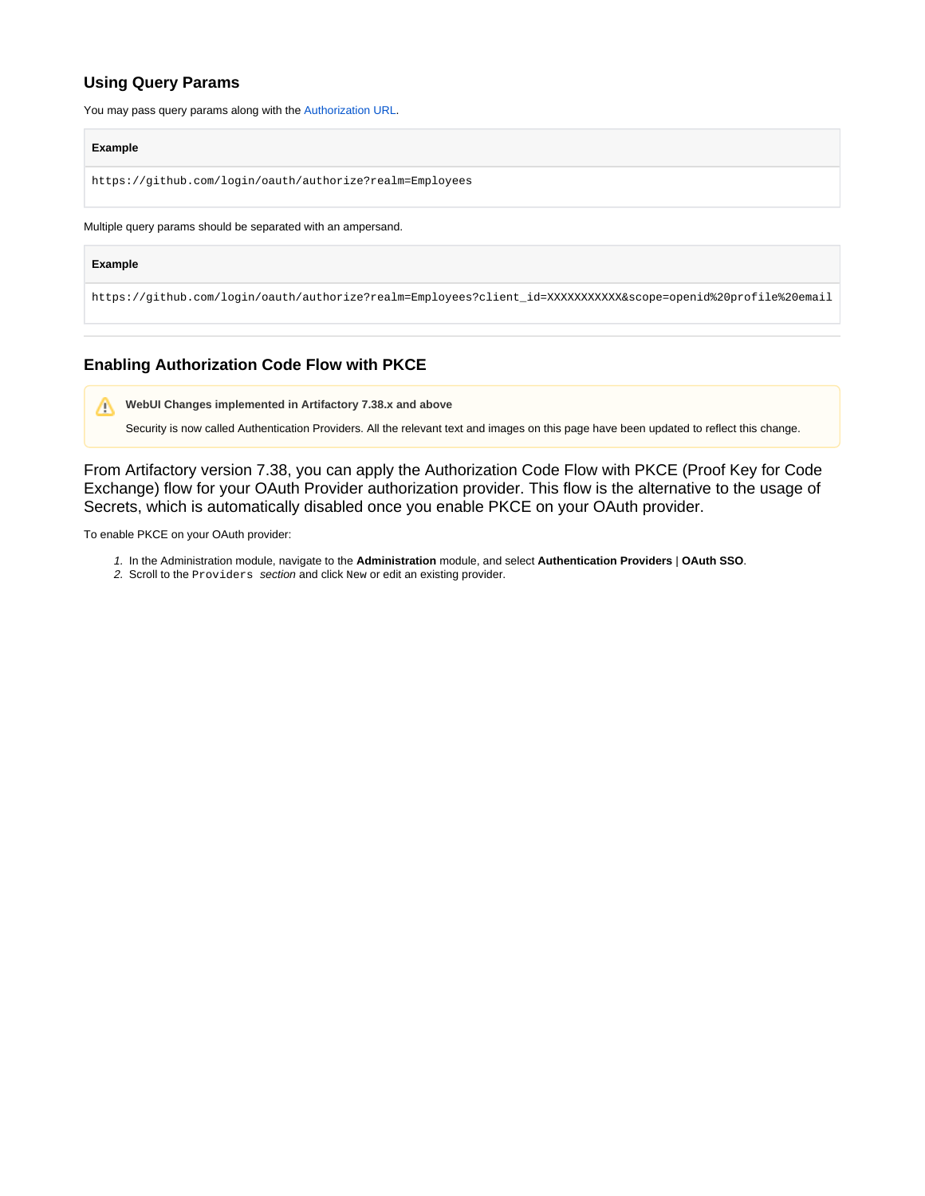### Using Query Params

You may pass query params along with the Authorization URL.

**Example**

```
https://github.com/login/oauth/authorize?realm=Employees
```

Multiple query params should be separated with an ampersand.

**Example**

```
https://github.com/login/oauth/authorize?realm=Employees?client_id=XXXXXXXXXXX&scope=openid%20profile%20email
```

---

### Enabling Authorization Code Flow with PKCE

> **WebUI Changes implemented in Artifactory 7.38.x and above**
>
> Security is now called Authentication Providers. All the relevant text and images on this page have been updated to reflect this change.

From Artifactory version 7.38, you can apply the Authorization Code Flow with PKCE (Proof Key for Code Exchange) flow for your OAuth Provider authorization provider. This flow is the alternative to the usage of Secrets, which is automatically disabled once you enable PKCE on your OAuth provider.

To enable PKCE on your OAuth provider:

1. In the Administration module, navigate to the **Administration** module, and select **Authentication Providers** | **OAuth SSO**.
2. Scroll to the `Providers` *section* and click `New` or edit an existing provider.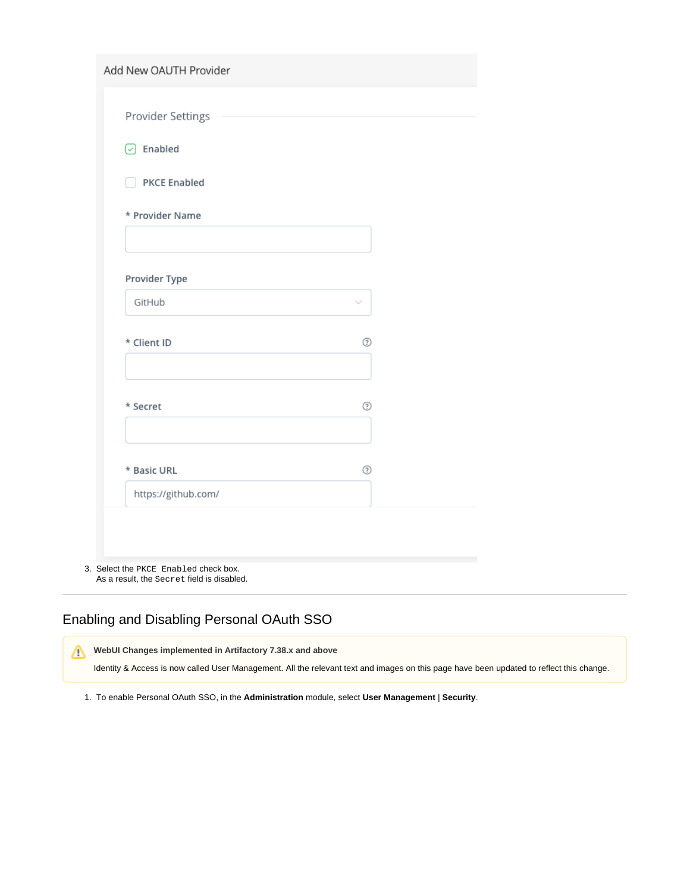Add New OAUTH Provider

Provider Settings

- [x] Enabled
- [ ] PKCE Enabled

\* Provider Name

Provider Type

GitHub

\* Client ID

\* Secret

\* Basic URL

https://github.com/

3. Select the `PKCE Enabled` check box.
   As a result, the `Secret` field is disabled.

---

## Enabling and Disabling Personal OAuth SSO

> **WebUI Changes implemented in Artifactory 7.38.x and above**
>
> Identity & Access is now called User Management. All the relevant text and images on this page have been updated to reflect this change.

1. To enable Personal OAuth SSO, in the **Administration** module, select **User Management** | **Security**.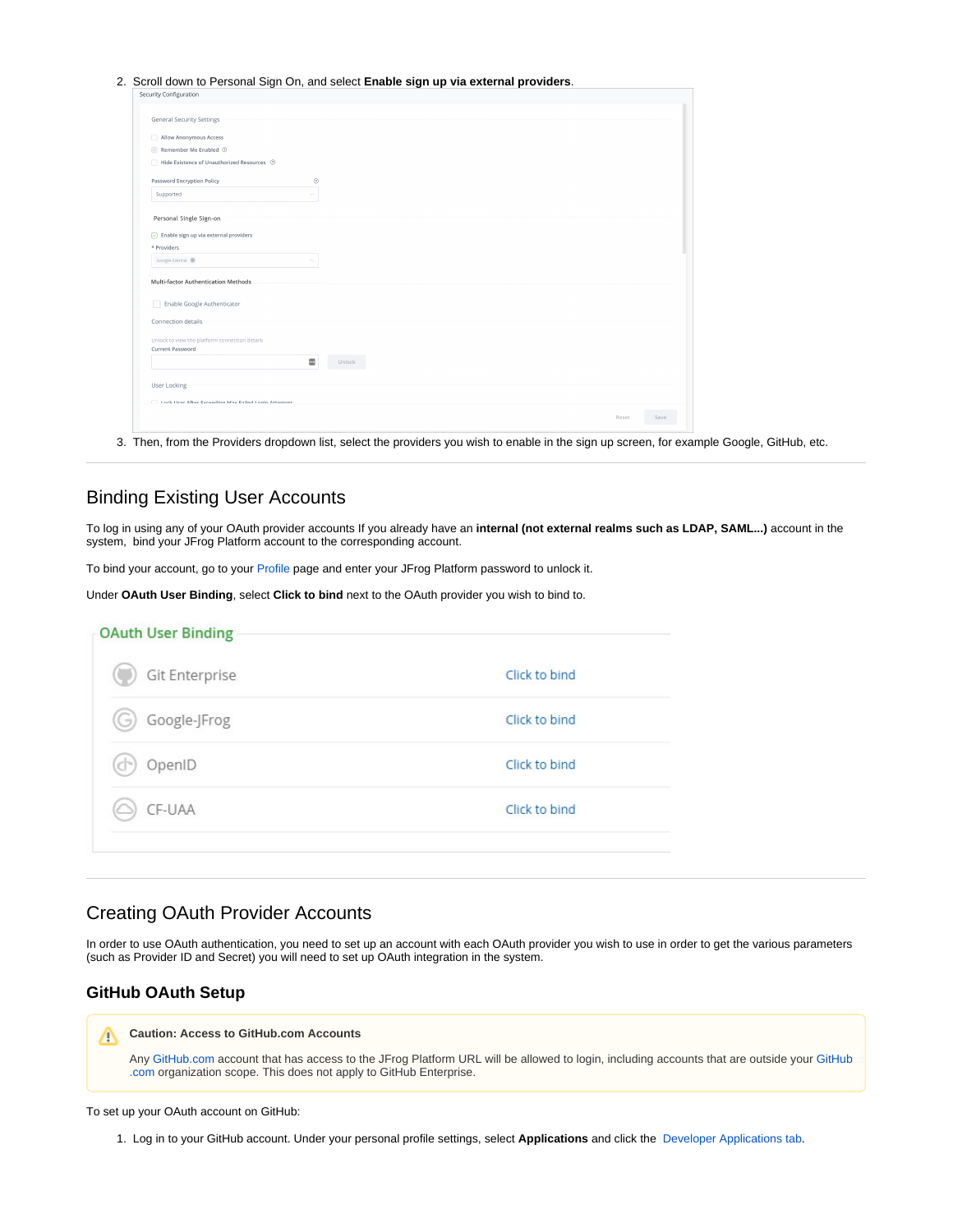2. Scroll down to Personal Sign On, and select **Enable sign up via external providers**.

3. Then, from the Providers dropdown list, select the providers you wish to enable in the sign up screen, for example Google, GitHub, etc.

## Binding Existing User Accounts

To log in using any of your OAuth provider accounts If you already have an **internal (not external realms such as LDAP, SAML...)** account in the system, bind your JFrog Platform account to the corresponding account.

To bind your account, go to your Profile page and enter your JFrog Platform password to unlock it.

Under **OAuth User Binding**, select **Click to bind** next to the OAuth provider you wish to bind to.

## Creating OAuth Provider Accounts

In order to use OAuth authentication, you need to set up an account with each OAuth provider you wish to use in order to get the various parameters (such as Provider ID and Secret) you will need to set up OAuth integration in the system.

### GitHub OAuth Setup

**Caution: Access to GitHub.com Accounts**

Any GitHub.com account that has access to the JFrog Platform URL will be allowed to login, including accounts that are outside your GitHub.com organization scope. This does not apply to GitHub Enterprise.

To set up your OAuth account on GitHub:

1. Log in to your GitHub account. Under your personal profile settings, select **Applications** and click the Developer Applications tab.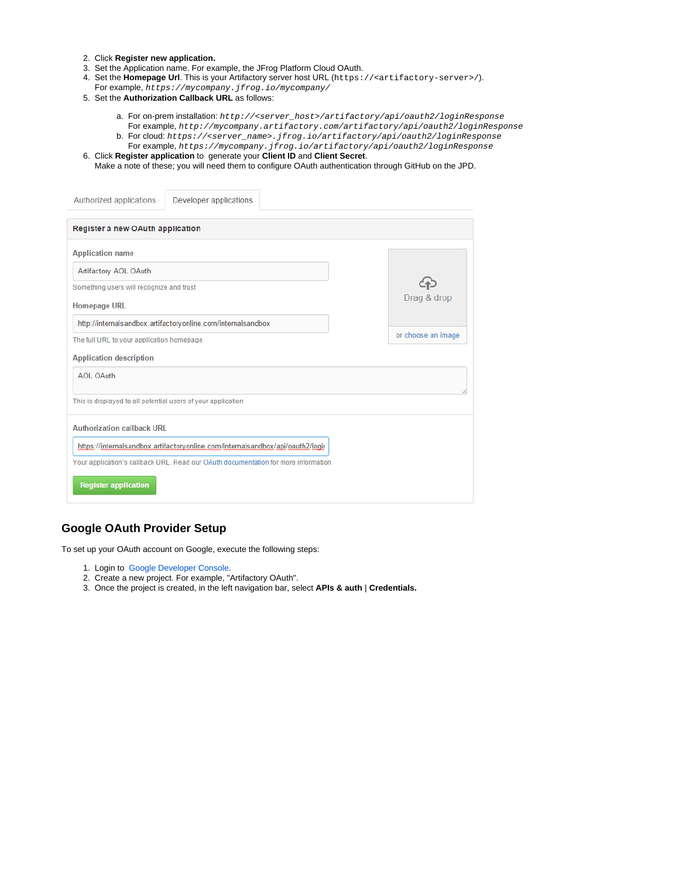2. Click **Register new application.**
3. Set the Application name. For example, the JFrog Platform Cloud OAuth.
4. Set the **Homepage Url**. This is your Artifactory server host URL (`https://<artifactory-server>/`).
   For example, *`https://mycompany.jfrog.io/mycompany/`*
5. Set the **Authorization Callback URL** as follows:

   a. For on-prem installation: *`http://<server_host>/artifactory/api/oauth2/loginResponse`*
      For example, *`http://mycompany.artifactory.com/artifactory/api/oauth2/loginResponse`*
   b. For cloud: *`https://<server_name>.jfrog.io/artifactory/api/oauth2/loginResponse`*
      For example, *`https://mycompany.jfrog.io/artifactory/api/oauth2/loginResponse`*
6. Click **Register application** to generate your **Client ID** and **Client Secret**.
   Make a note of these; you will need them to configure OAuth authentication through GitHub on the JPD.

Authorized applications | Developer applications

**Register a new OAuth application**

**Application name**

Artifactory AOL OAuth

Something users will recognize and trust

**Homepage URL**

http://internalsandbox.artifactoryonline.com/internalsandbox

The full URL to your application homepage

**Application description**

AOL OAuth

This is displayed to all potential users of your application

Drag & drop

or choose an image

**Authorization callback URL**

https://internalsandbox.artifactoryonline.com/internalsandbox/api/oauth2/logi

Your application's callback URL. Read our OAuth documentation for more information

Register application

## Google OAuth Provider Setup

To set up your OAuth account on Google, execute the following steps:

1. Login to Google Developer Console.
2. Create a new project. For example, "Artifactory OAuth".
3. Once the project is created, in the left navigation bar, select **APIs & auth** | **Credentials.**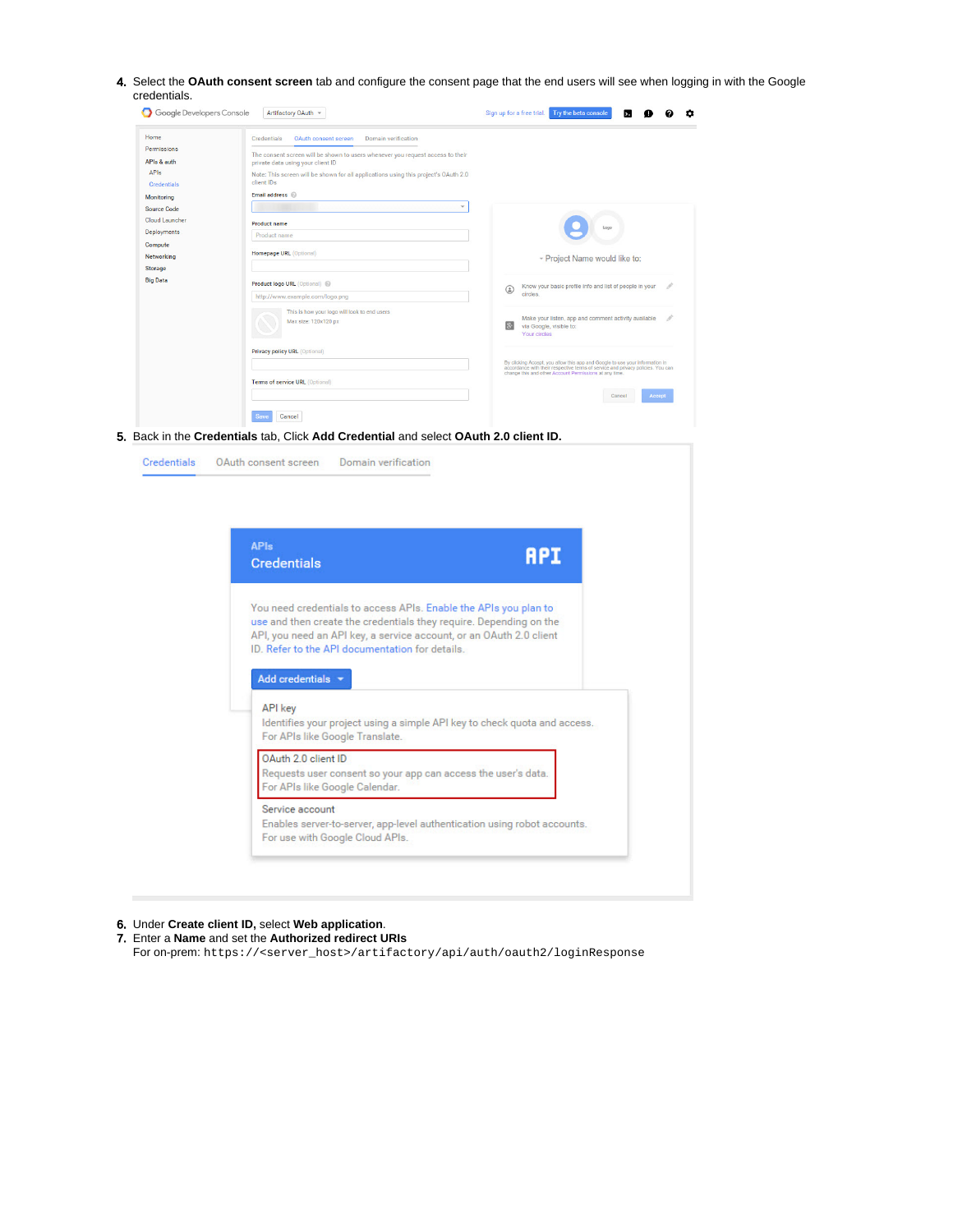4. Select the **OAuth consent screen** tab and configure the consent page that the end users will see when logging in with the Google credentials.

5. Back in the **Credentials** tab, Click **Add Credential** and select **OAuth 2.0 client ID.**

6. Under **Create client ID,** select **Web application**.
7. Enter a **Name** and set the **Authorized redirect URIs**
   For on-prem: `https://<server_host>/artifactory/api/auth/oauth2/loginResponse`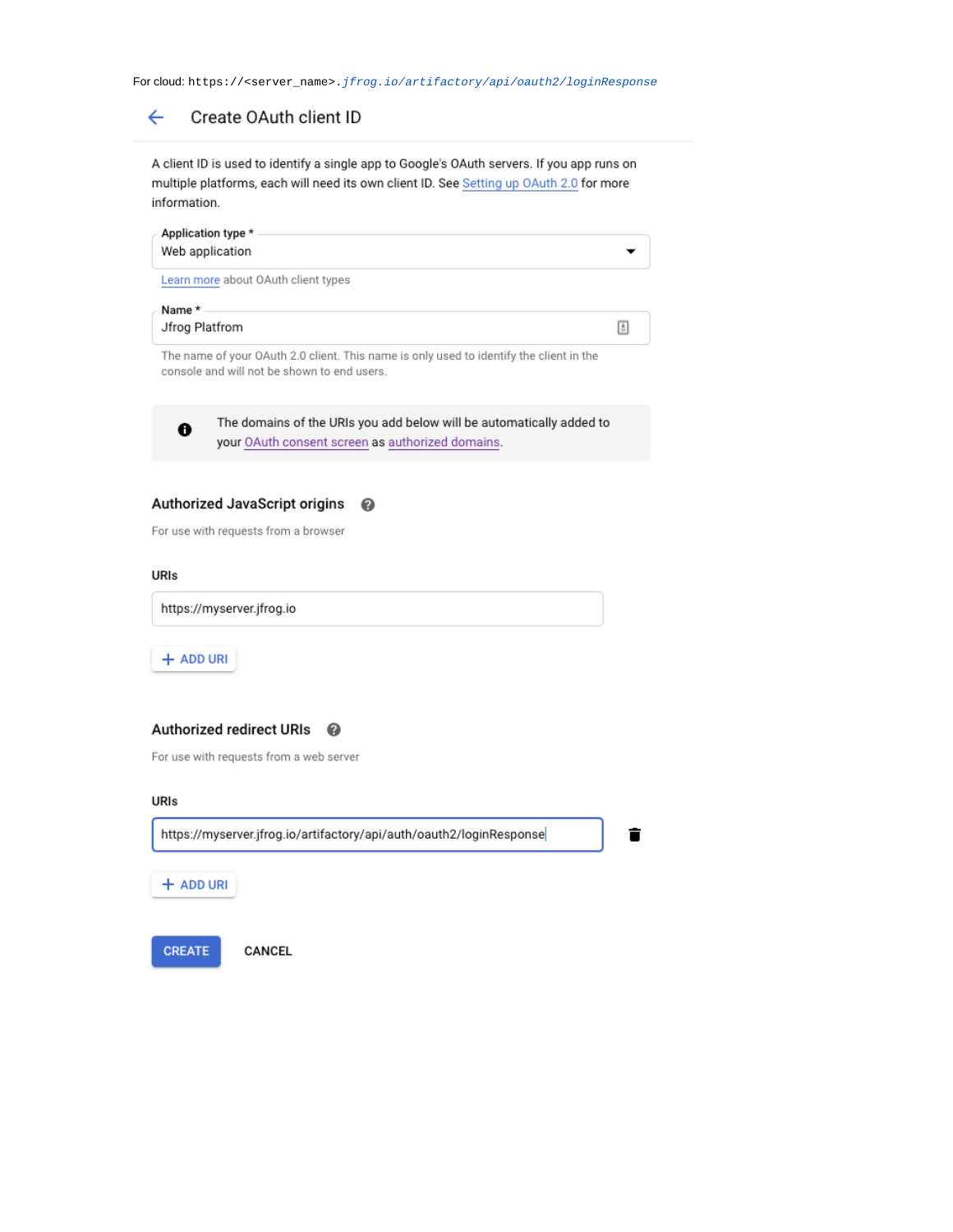For cloud: `https://<server_name>.jfrog.io/artifactory/api/oauth2/loginResponse`

## Create OAuth client ID

A client ID is used to identify a single app to Google's OAuth servers. If you app runs on multiple platforms, each will need its own client ID. See Setting up OAuth 2.0 for more information.

Application type *
Web application

Learn more about OAuth client types

Name *
Jfrog Platfrom

The name of your OAuth 2.0 client. This name is only used to identify the client in the console and will not be shown to end users.

The domains of the URIs you add below will be automatically added to your OAuth consent screen as authorized domains.

### Authorized JavaScript origins

For use with requests from a browser

URIs

https://myserver.jfrog.io

+ ADD URI

### Authorized redirect URIs

For use with requests from a web server

URIs

https://myserver.jfrog.io/artifactory/api/auth/oauth2/loginResponse

+ ADD URI

CREATE    CANCEL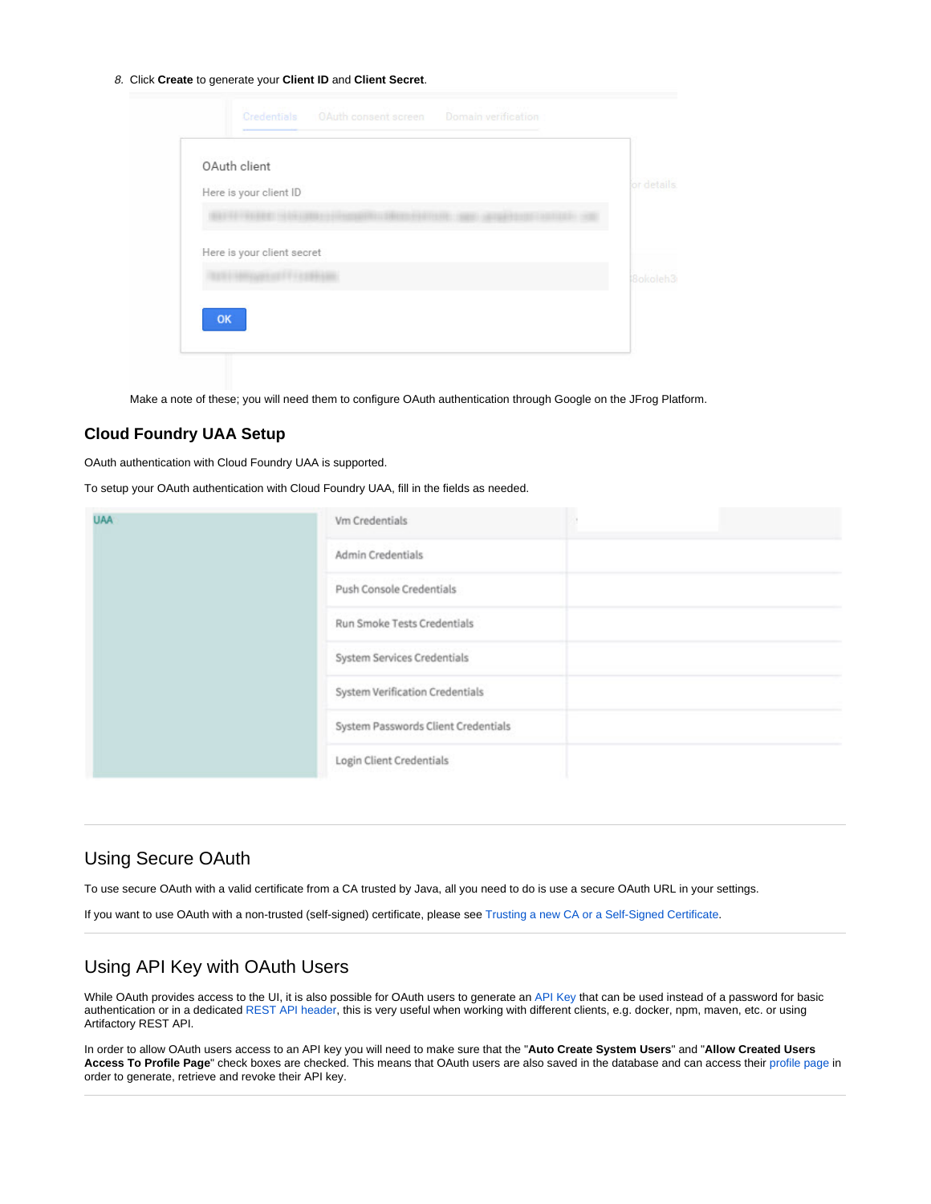8. Click **Create** to generate your **Client ID** and **Client Secret**.

Make a note of these; you will need them to configure OAuth authentication through Google on the JFrog Platform.

### Cloud Foundry UAA Setup

OAuth authentication with Cloud Foundry UAA is supported.

To setup your OAuth authentication with Cloud Foundry UAA, fill in the fields as needed.

---

## Using Secure OAuth

To use secure OAuth with a valid certificate from a CA trusted by Java, all you need to do is use a secure OAuth URL in your settings.

If you want to use OAuth with a non-trusted (self-signed) certificate, please see Trusting a new CA or a Self-Signed Certificate.

---

## Using API Key with OAuth Users

While OAuth provides access to the UI, it is also possible for OAuth users to generate an API Key that can be used instead of a password for basic authentication or in a dedicated REST API header, this is very useful when working with different clients, e.g. docker, npm, maven, etc. or using Artifactory REST API.

In order to allow OAuth users access to an API key you will need to make sure that the "**Auto Create System Users**" and "**Allow Created Users Access To Profile Page**" check boxes are checked. This means that OAuth users are also saved in the database and can access their profile page in order to generate, retrieve and revoke their API key.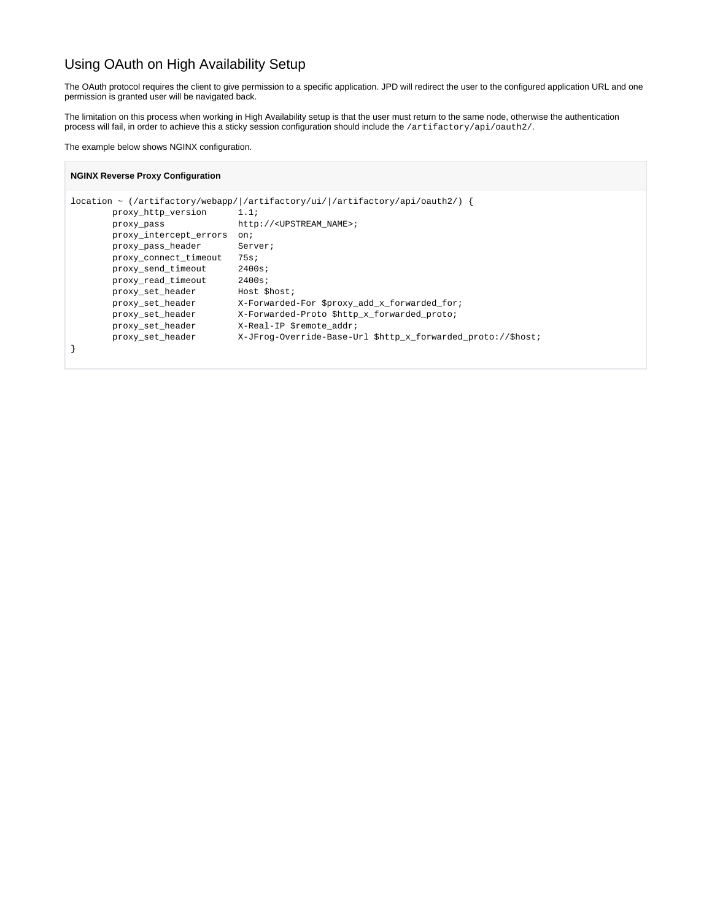## Using OAuth on High Availability Setup

The OAuth protocol requires the client to give permission to a specific application. JPD will redirect the user to the configured application URL and one permission is granted user will be navigated back.

The limitation on this process when working in High Availability setup is that the user must return to the same node, otherwise the authentication process will fail, in order to achieve this a sticky session configuration should include the `/artifactory/api/oauth2/`.

The example below shows NGINX configuration.

**NGINX Reverse Proxy Configuration**

```
location ~ (/artifactory/webapp/|/artifactory/ui/|/artifactory/api/oauth2/) {
        proxy_http_version      1.1;
        proxy_pass              http://<UPSTREAM_NAME>;
        proxy_intercept_errors  on;
        proxy_pass_header       Server;
        proxy_connect_timeout   75s;
        proxy_send_timeout      2400s;
        proxy_read_timeout      2400s;
        proxy_set_header        Host $host;
        proxy_set_header        X-Forwarded-For $proxy_add_x_forwarded_for;
        proxy_set_header        X-Forwarded-Proto $http_x_forwarded_proto;
        proxy_set_header        X-Real-IP $remote_addr;
        proxy_set_header        X-JFrog-Override-Base-Url $http_x_forwarded_proto://$host;
}
```